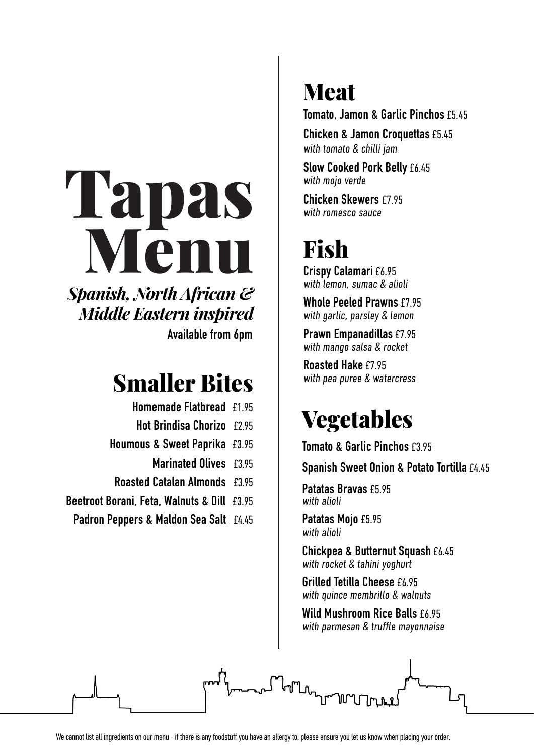# Tapas Menu

***Spanish, North African & Middle Eastern inspired***

**Available from 6pm**

## Smaller Bites

**Homemade Flatbread** £1.95

**Hot Brindisa Chorizo** £2.95

**Houmous & Sweet Paprika** £3.95

**Marinated Olives** £3.95

**Roasted Catalan Almonds** £3.95

**Beetroot Borani, Feta, Walnuts & Dill** £3.95

**Padron Peppers & Maldon Sea Salt** £4.45

## Meat

**Tomato, Jamon & Garlic Pinchos** £5.45

**Chicken & Jamon Croquettas** £5.45
*with tomato & chilli jam*

**Slow Cooked Pork Belly** £6.45
*with mojo verde*

**Chicken Skewers** £7.95
*with romesco sauce*

## Fish

**Crispy Calamari** £6.95
*with lemon, sumac & alioli*

**Whole Peeled Prawns** £7.95
*with garlic, parsley & lemon*

**Prawn Empanadillas** £7.95
*with mango salsa & rocket*

**Roasted Hake** £7.95
*with pea puree & watercress*

## Vegetables

**Tomato & Garlic Pinchos** £3.95

**Spanish Sweet Onion & Potato Tortilla** £4.45

**Patatas Bravas** £5.95
*with alioli*

**Patatas Mojo** £5.95
*with alioli*

**Chickpea & Butternut Squash** £6.45
*with rocket & tahini yoghurt*

**Grilled Tetilla Cheese** £6.95
*with quince membrillo & walnuts*

**Wild Mushroom Rice Balls** £6.95
*with parmesan & truffle mayonnaise*

We cannot list all ingredients on our menu - if there is any foodstuff you have an allergy to, please ensure you let us know when placing your order.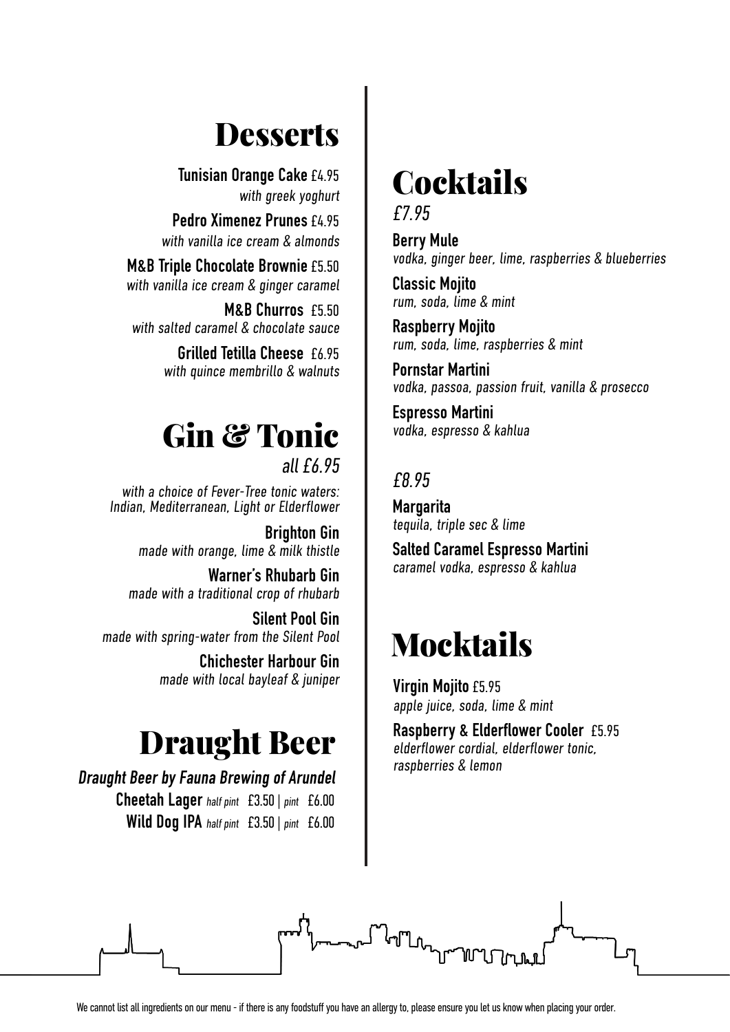## Desserts

**Tunisian Orange Cake** £4.95
*with greek yoghurt*

**Pedro Ximenez Prunes** £4.95
*with vanilla ice cream & almonds*

**M&B Triple Chocolate Brownie** £5.50
*with vanilla ice cream & ginger caramel*

**M&B Churros** £5.50
*with salted caramel & chocolate sauce*

**Grilled Tetilla Cheese** £6.95
*with quince membrillo & walnuts*

## Gin & Tonic

*all £6.95*

*with a choice of Fever-Tree tonic waters: Indian, Mediterranean, Light or Elderflower*

**Brighton Gin**
*made with orange, lime & milk thistle*

**Warner's Rhubarb Gin**
*made with a traditional crop of rhubarb*

**Silent Pool Gin**
*made with spring-water from the Silent Pool*

**Chichester Harbour Gin**
*made with local bayleaf & juniper*

## Draught Beer

***Draught Beer by Fauna Brewing of Arundel***

**Cheetah Lager** *half pint* £3.50 | *pint* £6.00

**Wild Dog IPA** *half pint* £3.50 | *pint* £6.00

## Cocktails

*£7.95*

**Berry Mule**
*vodka, ginger beer, lime, raspberries & blueberries*

**Classic Mojito**
*rum, soda, lime & mint*

**Raspberry Mojito**
*rum, soda, lime, raspberries & mint*

**Pornstar Martini**
*vodka, passoa, passion fruit, vanilla & prosecco*

**Espresso Martini**
*vodka, espresso & kahlua*

*£8.95*

**Margarita**
*tequila, triple sec & lime*

**Salted Caramel Espresso Martini**
*caramel vodka, espresso & kahlua*

## Mocktails

**Virgin Mojito** £5.95
*apple juice, soda, lime & mint*

**Raspberry & Elderflower Cooler** £5.95
*elderflower cordial, elderflower tonic, raspberries & lemon*

We cannot list all ingredients on our menu - if there is any foodstuff you have an allergy to, please ensure you let us know when placing your order.